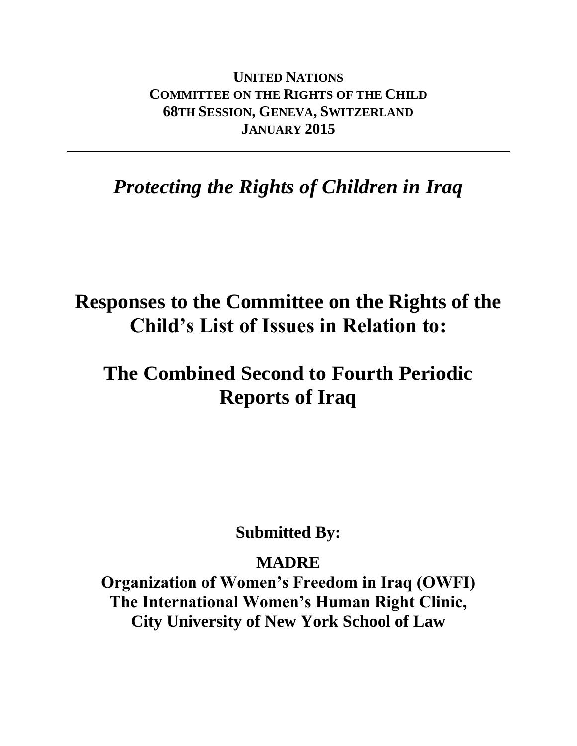**UNITED NATIONS**
**COMMITTEE ON THE RIGHTS OF THE CHILD**
**68TH SESSION, GENEVA, SWITZERLAND**
**JANUARY 2015**

---

# *Protecting the Rights of Children in Iraq*

# Responses to the Committee on the Rights of the Child's List of Issues in Relation to:

# The Combined Second to Fourth Periodic Reports of Iraq

**Submitted By:**

**MADRE**

**Organization of Women's Freedom in Iraq (OWFI)**
**The International Women's Human Right Clinic,**
**City University of New York School of Law**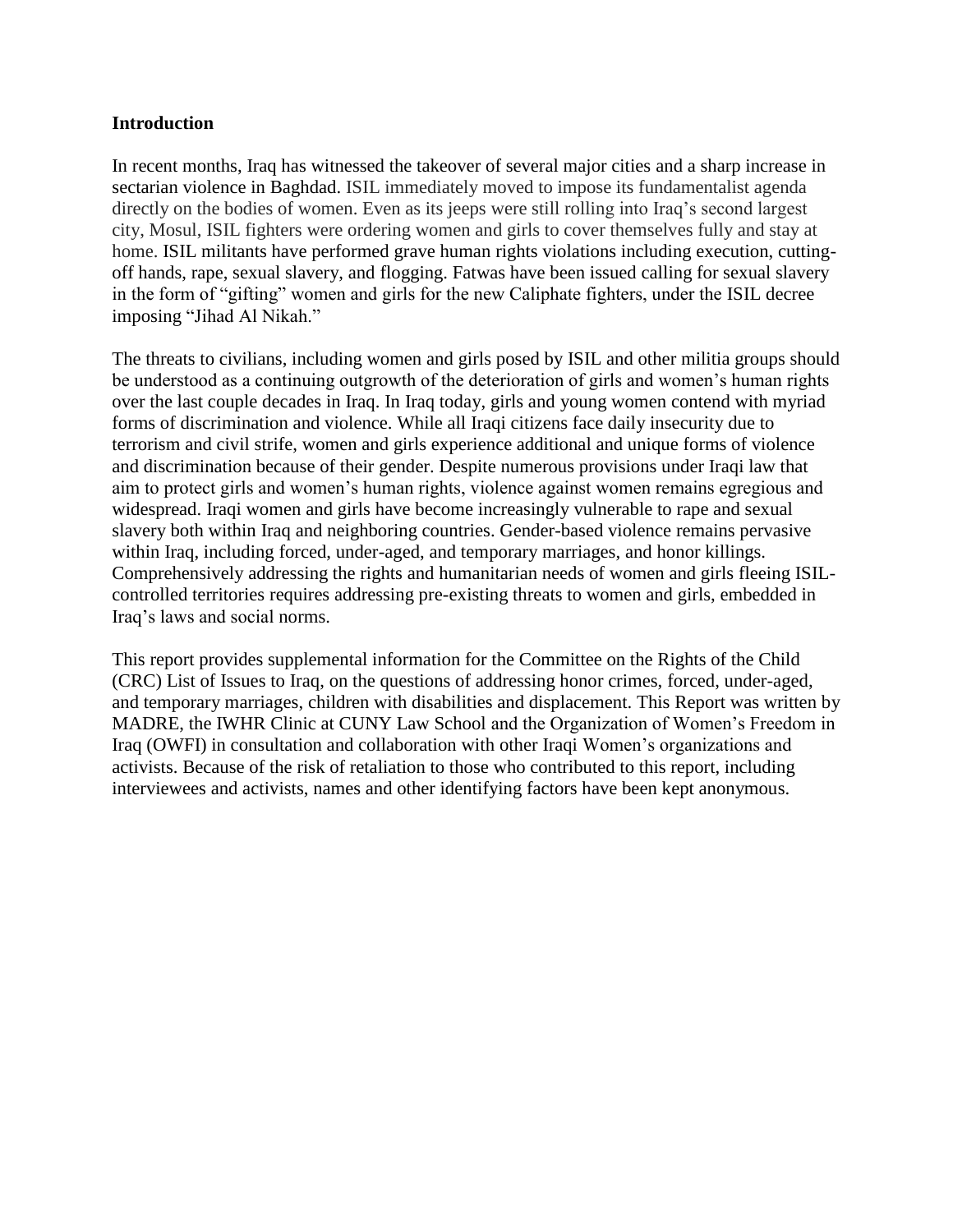## Introduction

In recent months, Iraq has witnessed the takeover of several major cities and a sharp increase in sectarian violence in Baghdad. ISIL immediately moved to impose its fundamentalist agenda directly on the bodies of women. Even as its jeeps were still rolling into Iraq's second largest city, Mosul, ISIL fighters were ordering women and girls to cover themselves fully and stay at home. ISIL militants have performed grave human rights violations including execution, cutting-off hands, rape, sexual slavery, and flogging. Fatwas have been issued calling for sexual slavery in the form of "gifting" women and girls for the new Caliphate fighters, under the ISIL decree imposing "Jihad Al Nikah."

The threats to civilians, including women and girls posed by ISIL and other militia groups should be understood as a continuing outgrowth of the deterioration of girls and women's human rights over the last couple decades in Iraq. In Iraq today, girls and young women contend with myriad forms of discrimination and violence. While all Iraqi citizens face daily insecurity due to terrorism and civil strife, women and girls experience additional and unique forms of violence and discrimination because of their gender. Despite numerous provisions under Iraqi law that aim to protect girls and women's human rights, violence against women remains egregious and widespread. Iraqi women and girls have become increasingly vulnerable to rape and sexual slavery both within Iraq and neighboring countries. Gender-based violence remains pervasive within Iraq, including forced, under-aged, and temporary marriages, and honor killings. Comprehensively addressing the rights and humanitarian needs of women and girls fleeing ISIL-controlled territories requires addressing pre-existing threats to women and girls, embedded in Iraq's laws and social norms.

This report provides supplemental information for the Committee on the Rights of the Child (CRC) List of Issues to Iraq, on the questions of addressing honor crimes, forced, under-aged, and temporary marriages, children with disabilities and displacement. This Report was written by MADRE, the IWHR Clinic at CUNY Law School and the Organization of Women's Freedom in Iraq (OWFI) in consultation and collaboration with other Iraqi Women's organizations and activists. Because of the risk of retaliation to those who contributed to this report, including interviewees and activists, names and other identifying factors have been kept anonymous.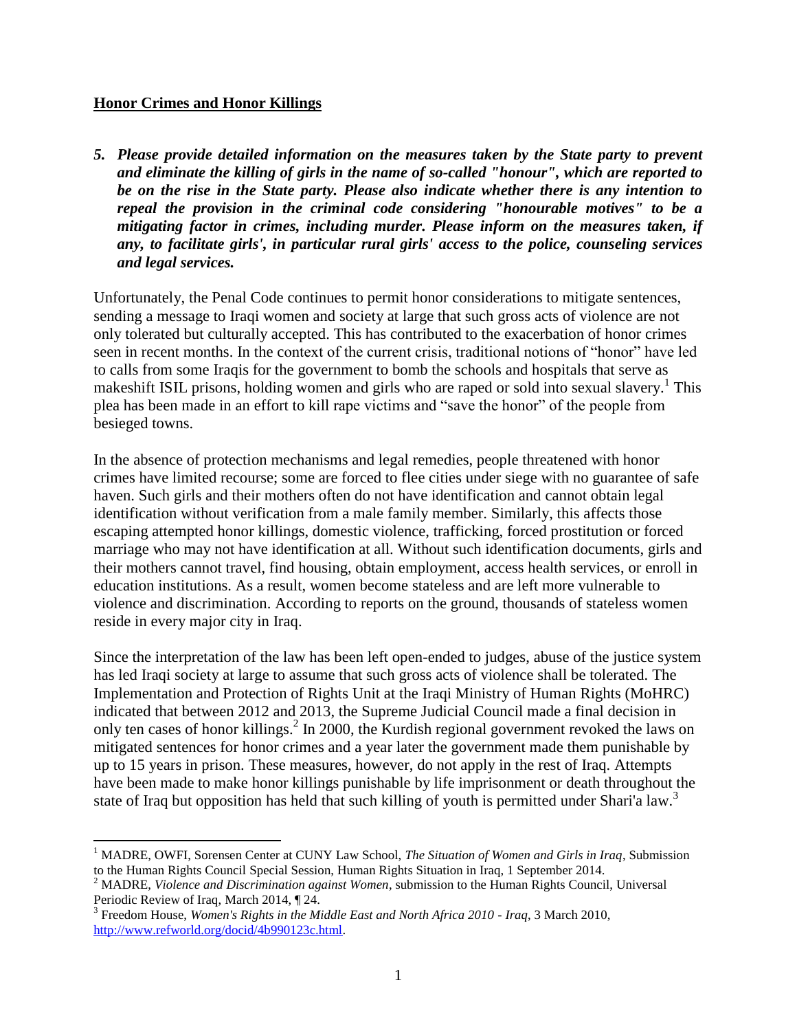## **Honor Crimes and Honor Killings**

***5. Please provide detailed information on the measures taken by the State party to prevent and eliminate the killing of girls in the name of so-called "honour", which are reported to be on the rise in the State party. Please also indicate whether there is any intention to repeal the provision in the criminal code considering "honourable motives" to be a mitigating factor in crimes, including murder. Please inform on the measures taken, if any, to facilitate girls', in particular rural girls' access to the police, counseling services and legal services.***

Unfortunately, the Penal Code continues to permit honor considerations to mitigate sentences, sending a message to Iraqi women and society at large that such gross acts of violence are not only tolerated but culturally accepted. This has contributed to the exacerbation of honor crimes seen in recent months. In the context of the current crisis, traditional notions of "honor" have led to calls from some Iraqis for the government to bomb the schools and hospitals that serve as makeshift ISIL prisons, holding women and girls who are raped or sold into sexual slavery.[1] This plea has been made in an effort to kill rape victims and "save the honor" of the people from besieged towns.

In the absence of protection mechanisms and legal remedies, people threatened with honor crimes have limited recourse; some are forced to flee cities under siege with no guarantee of safe haven. Such girls and their mothers often do not have identification and cannot obtain legal identification without verification from a male family member. Similarly, this affects those escaping attempted honor killings, domestic violence, trafficking, forced prostitution or forced marriage who may not have identification at all. Without such identification documents, girls and their mothers cannot travel, find housing, obtain employment, access health services, or enroll in education institutions. As a result, women become stateless and are left more vulnerable to violence and discrimination. According to reports on the ground, thousands of stateless women reside in every major city in Iraq.

Since the interpretation of the law has been left open-ended to judges, abuse of the justice system has led Iraqi society at large to assume that such gross acts of violence shall be tolerated. The Implementation and Protection of Rights Unit at the Iraqi Ministry of Human Rights (MoHRC) indicated that between 2012 and 2013, the Supreme Judicial Council made a final decision in only ten cases of honor killings.[2] In 2000, the Kurdish regional government revoked the laws on mitigated sentences for honor crimes and a year later the government made them punishable by up to 15 years in prison. These measures, however, do not apply in the rest of Iraq. Attempts have been made to make honor killings punishable by life imprisonment or death throughout the state of Iraq but opposition has held that such killing of youth is permitted under Shari'a law.[3]

---

[1] MADRE, OWFI, Sorensen Center at CUNY Law School, *The Situation of Women and Girls in Iraq*, Submission to the Human Rights Council Special Session, Human Rights Situation in Iraq, 1 September 2014.

[2] MADRE, *Violence and Discrimination against Women*, submission to the Human Rights Council, Universal Periodic Review of Iraq, March 2014, ¶ 24.

[3] Freedom House, *Women's Rights in the Middle East and North Africa 2010 - Iraq*, 3 March 2010, http://www.refworld.org/docid/4b990123c.html.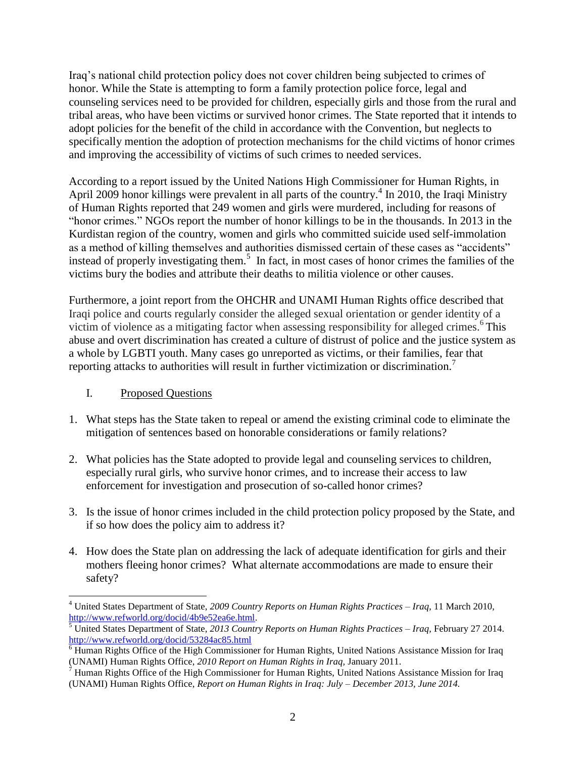Iraq's national child protection policy does not cover children being subjected to crimes of honor. While the State is attempting to form a family protection police force, legal and counseling services need to be provided for children, especially girls and those from the rural and tribal areas, who have been victims or survived honor crimes. The State reported that it intends to adopt policies for the benefit of the child in accordance with the Convention, but neglects to specifically mention the adoption of protection mechanisms for the child victims of honor crimes and improving the accessibility of victims of such crimes to needed services.

According to a report issued by the United Nations High Commissioner for Human Rights, in April 2009 honor killings were prevalent in all parts of the country.[4] In 2010, the Iraqi Ministry of Human Rights reported that 249 women and girls were murdered, including for reasons of "honor crimes." NGOs report the number of honor killings to be in the thousands. In 2013 in the Kurdistan region of the country, women and girls who committed suicide used self-immolation as a method of killing themselves and authorities dismissed certain of these cases as "accidents" instead of properly investigating them.[5] In fact, in most cases of honor crimes the families of the victims bury the bodies and attribute their deaths to militia violence or other causes.

Furthermore, a joint report from the OHCHR and UNAMI Human Rights office described that Iraqi police and courts regularly consider the alleged sexual orientation or gender identity of a victim of violence as a mitigating factor when assessing responsibility for alleged crimes.[6] This abuse and overt discrimination has created a culture of distrust of police and the justice system as a whole by LGBTI youth. Many cases go unreported as victims, or their families, fear that reporting attacks to authorities will result in further victimization or discrimination.[7]

## I. Proposed Questions

1. What steps has the State taken to repeal or amend the existing criminal code to eliminate the mitigation of sentences based on honorable considerations or family relations?
2. What policies has the State adopted to provide legal and counseling services to children, especially rural girls, who survive honor crimes, and to increase their access to law enforcement for investigation and prosecution of so-called honor crimes?
3. Is the issue of honor crimes included in the child protection policy proposed by the State, and if so how does the policy aim to address it?
4. How does the State plan on addressing the lack of adequate identification for girls and their mothers fleeing honor crimes? What alternate accommodations are made to ensure their safety?

---

[4] United States Department of State, *2009 Country Reports on Human Rights Practices – Iraq*, 11 March 2010, http://www.refworld.org/docid/4b9e52ea6e.html.

[5] United States Department of State, *2013 Country Reports on Human Rights Practices – Iraq*, February 27 2014. http://www.refworld.org/docid/53284ac85.html

[6] Human Rights Office of the High Commissioner for Human Rights, United Nations Assistance Mission for Iraq (UNAMI) Human Rights Office, *2010 Report on Human Rights in Iraq*, January 2011.

[7] Human Rights Office of the High Commissioner for Human Rights, United Nations Assistance Mission for Iraq (UNAMI) Human Rights Office, *Report on Human Rights in Iraq: July – December 2013, June 2014.*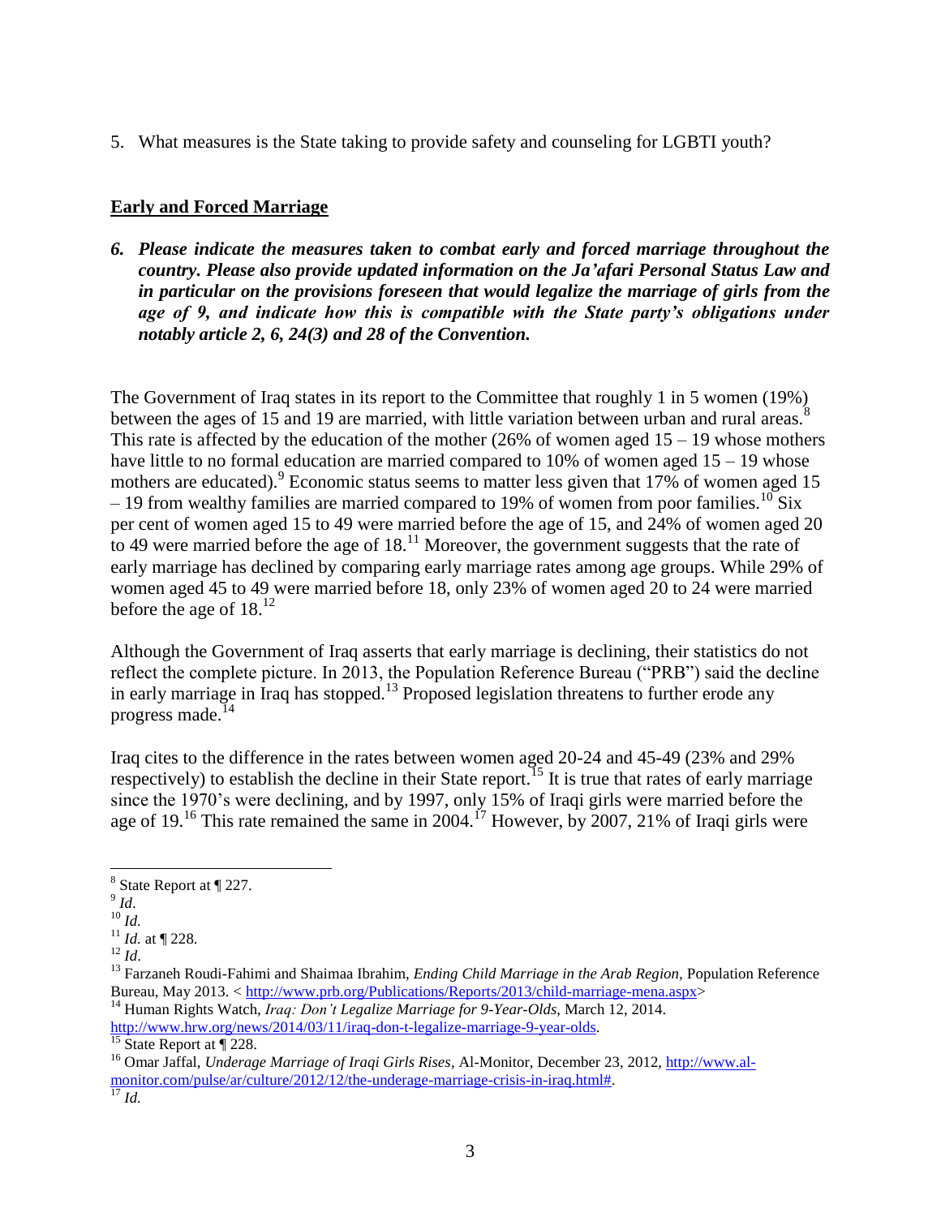5. What measures is the State taking to provide safety and counseling for LGBTI youth?

## Early and Forced Marriage

***6. Please indicate the measures taken to combat early and forced marriage throughout the country. Please also provide updated information on the Ja'afari Personal Status Law and in particular on the provisions foreseen that would legalize the marriage of girls from the age of 9, and indicate how this is compatible with the State party's obligations under notably article 2, 6, 24(3) and 28 of the Convention.***

The Government of Iraq states in its report to the Committee that roughly 1 in 5 women (19%) between the ages of 15 and 19 are married, with little variation between urban and rural areas.[8] This rate is affected by the education of the mother (26% of women aged 15 – 19 whose mothers have little to no formal education are married compared to 10% of women aged 15 – 19 whose mothers are educated).[9] Economic status seems to matter less given that 17% of women aged 15 – 19 from wealthy families are married compared to 19% of women from poor families.[10] Six per cent of women aged 15 to 49 were married before the age of 15, and 24% of women aged 20 to 49 were married before the age of 18.[11] Moreover, the government suggests that the rate of early marriage has declined by comparing early marriage rates among age groups. While 29% of women aged 45 to 49 were married before 18, only 23% of women aged 20 to 24 were married before the age of 18.[12]

Although the Government of Iraq asserts that early marriage is declining, their statistics do not reflect the complete picture. In 2013, the Population Reference Bureau ("PRB") said the decline in early marriage in Iraq has stopped.[13] Proposed legislation threatens to further erode any progress made.[14]

Iraq cites to the difference in the rates between women aged 20-24 and 45-49 (23% and 29% respectively) to establish the decline in their State report.[15] It is true that rates of early marriage since the 1970's were declining, and by 1997, only 15% of Iraqi girls were married before the age of 19.[16] This rate remained the same in 2004.[17] However, by 2007, 21% of Iraqi girls were

---

[8] State Report at ¶ 227.

[9] *Id*.

[10] *Id.*

[11] *Id.* at ¶ 228.

[12] *Id*.

[13] Farzaneh Roudi-Fahimi and Shaimaa Ibrahim, *Ending Child Marriage in the Arab Region,* Population Reference Bureau, May 2013. < http://www.prb.org/Publications/Reports/2013/child-marriage-mena.aspx>

[14] Human Rights Watch, *Iraq: Don't Legalize Marriage for 9-Year-Olds*, March 12, 2014. http://www.hrw.org/news/2014/03/11/iraq-don-t-legalize-marriage-9-year-olds.

[15] State Report at ¶ 228.

[16] Omar Jaffal, *Underage Marriage of Iraqi Girls Rises*, Al-Monitor, December 23, 2012, http://www.al-monitor.com/pulse/ar/culture/2012/12/the-underage-marriage-crisis-in-iraq.html#.

[17] *Id.*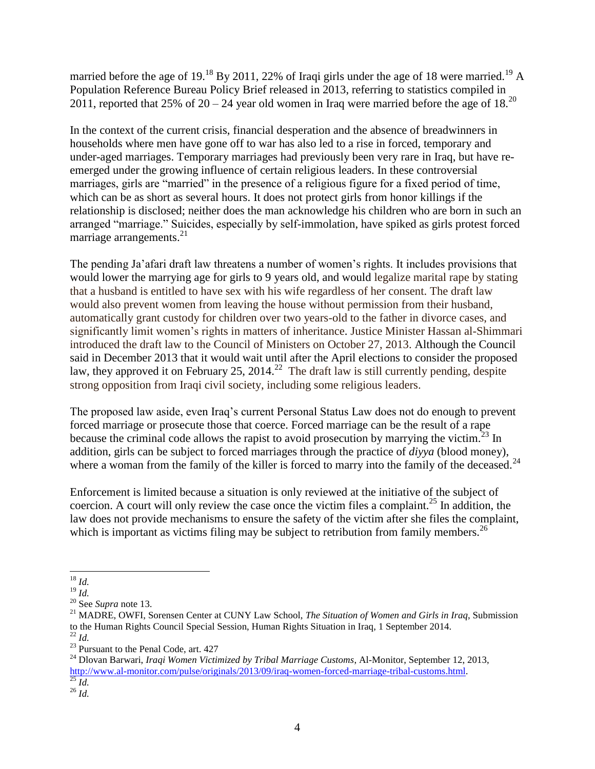married before the age of 19.[18] By 2011, 22% of Iraqi girls under the age of 18 were married.[19] A Population Reference Bureau Policy Brief released in 2013, referring to statistics compiled in 2011, reported that 25% of 20 – 24 year old women in Iraq were married before the age of 18.[20]

In the context of the current crisis, financial desperation and the absence of breadwinners in households where men have gone off to war has also led to a rise in forced, temporary and under-aged marriages. Temporary marriages had previously been very rare in Iraq, but have re-emerged under the growing influence of certain religious leaders. In these controversial marriages, girls are "married" in the presence of a religious figure for a fixed period of time, which can be as short as several hours. It does not protect girls from honor killings if the relationship is disclosed; neither does the man acknowledge his children who are born in such an arranged "marriage." Suicides, especially by self-immolation, have spiked as girls protest forced marriage arrangements.[21]

The pending Ja'afari draft law threatens a number of women's rights. It includes provisions that would lower the marrying age for girls to 9 years old, and would legalize marital rape by stating that a husband is entitled to have sex with his wife regardless of her consent. The draft law would also prevent women from leaving the house without permission from their husband, automatically grant custody for children over two years-old to the father in divorce cases, and significantly limit women's rights in matters of inheritance. Justice Minister Hassan al-Shimmari introduced the draft law to the Council of Ministers on October 27, 2013. Although the Council said in December 2013 that it would wait until after the April elections to consider the proposed law, they approved it on February 25, 2014.[22] The draft law is still currently pending, despite strong opposition from Iraqi civil society, including some religious leaders.

The proposed law aside, even Iraq's current Personal Status Law does not do enough to prevent forced marriage or prosecute those that coerce. Forced marriage can be the result of a rape because the criminal code allows the rapist to avoid prosecution by marrying the victim.[23] In addition, girls can be subject to forced marriages through the practice of *diyya* (blood money), where a woman from the family of the killer is forced to marry into the family of the deceased.[24]

Enforcement is limited because a situation is only reviewed at the initiative of the subject of coercion. A court will only review the case once the victim files a complaint.[25] In addition, the law does not provide mechanisms to ensure the safety of the victim after she files the complaint, which is important as victims filing may be subject to retribution from family members.[26]

---

[18] *Id.*

[19] *Id.*

[20] See *Supra* note 13.

[21] MADRE, OWFI, Sorensen Center at CUNY Law School, *The Situation of Women and Girls in Iraq*, Submission to the Human Rights Council Special Session, Human Rights Situation in Iraq, 1 September 2014.

[22] *Id.*

[23] Pursuant to the Penal Code, art. 427

[24] Dlovan Barwari, *Iraqi Women Victimized by Tribal Marriage Customs*, Al-Monitor, September 12, 2013, http://www.al-monitor.com/pulse/originals/2013/09/iraq-women-forced-marriage-tribal-customs.html.

[25] *Id.*

[26] *Id.*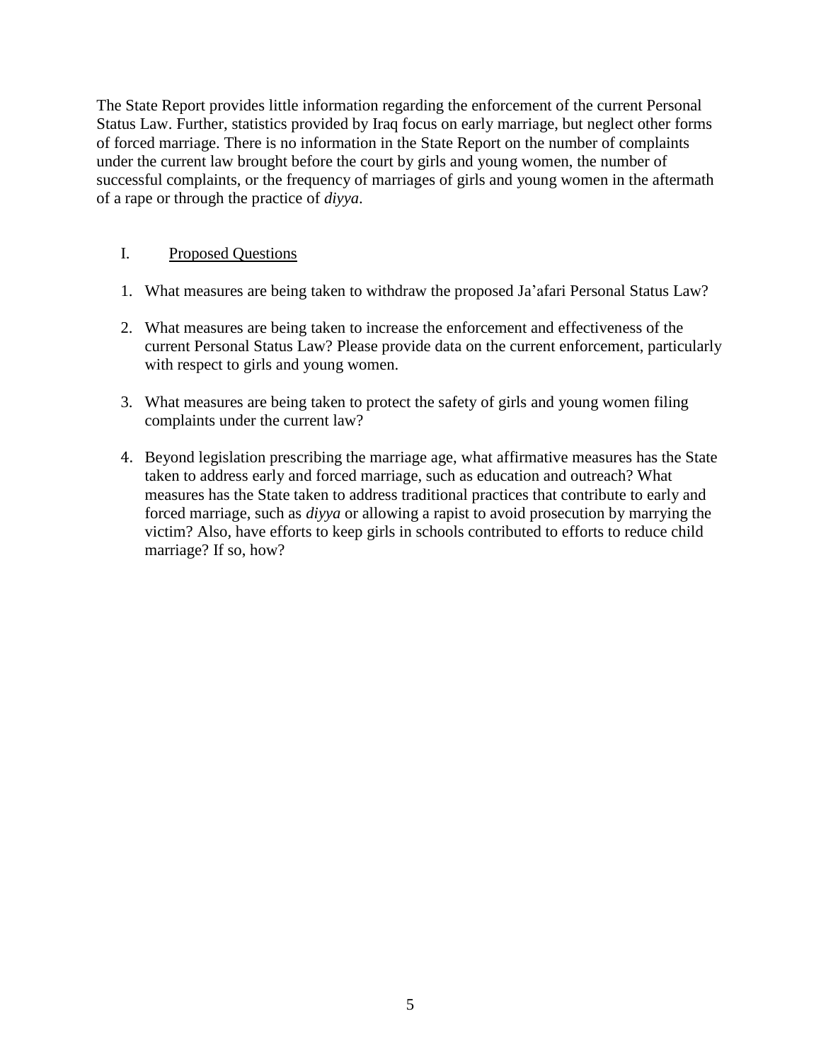The State Report provides little information regarding the enforcement of the current Personal Status Law. Further, statistics provided by Iraq focus on early marriage, but neglect other forms of forced marriage. There is no information in the State Report on the number of complaints under the current law brought before the court by girls and young women, the number of successful complaints, or the frequency of marriages of girls and young women in the aftermath of a rape or through the practice of *diyya*.

## I. Proposed Questions

1. What measures are being taken to withdraw the proposed Ja'afari Personal Status Law?

2. What measures are being taken to increase the enforcement and effectiveness of the current Personal Status Law? Please provide data on the current enforcement, particularly with respect to girls and young women.

3. What measures are being taken to protect the safety of girls and young women filing complaints under the current law?

4. Beyond legislation prescribing the marriage age, what affirmative measures has the State taken to address early and forced marriage, such as education and outreach? What measures has the State taken to address traditional practices that contribute to early and forced marriage, such as *diyya* or allowing a rapist to avoid prosecution by marrying the victim? Also, have efforts to keep girls in schools contributed to efforts to reduce child marriage? If so, how?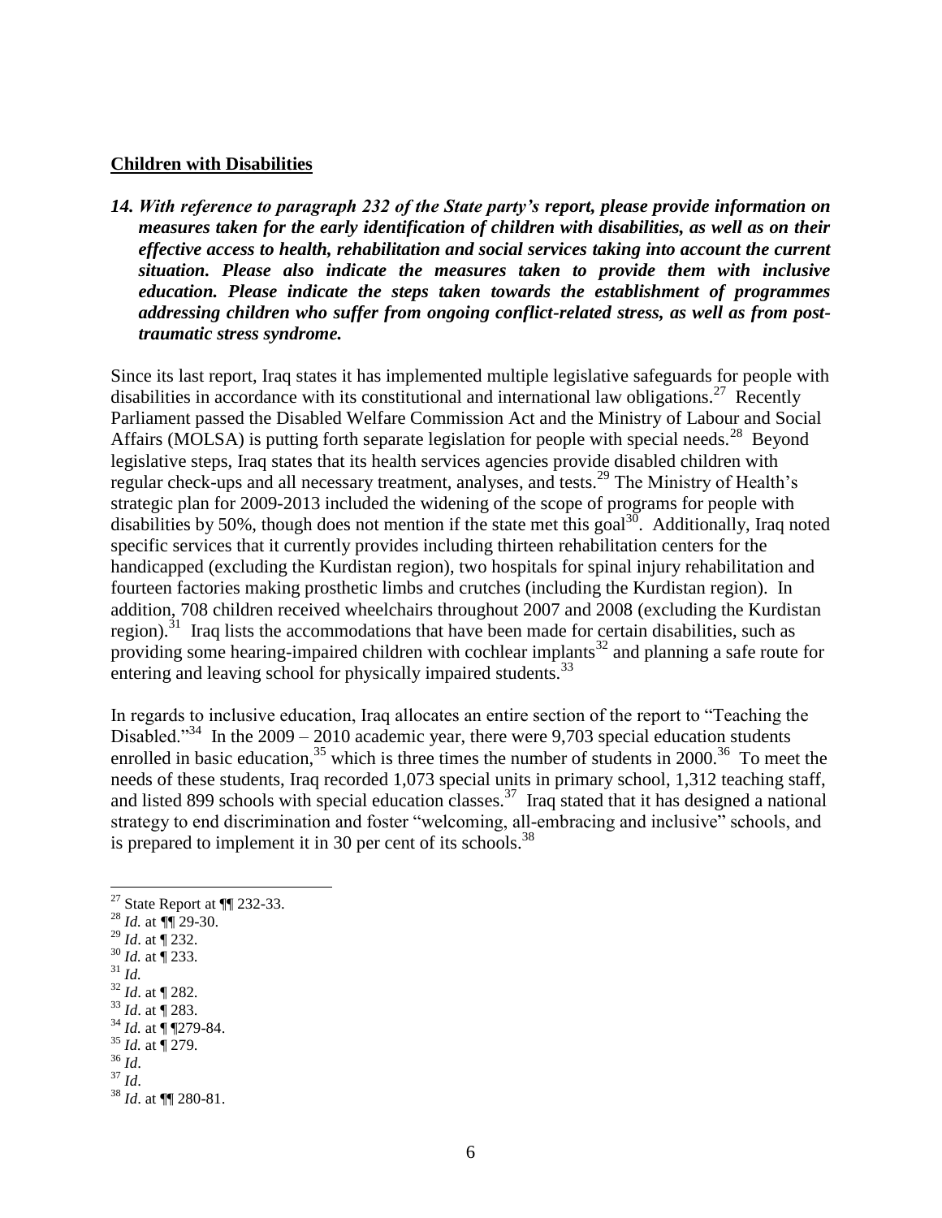**Children with Disabilities**

***14. With reference to paragraph 232 of the State party's report, please provide information on measures taken for the early identification of children with disabilities, as well as on their effective access to health, rehabilitation and social services taking into account the current situation. Please also indicate the measures taken to provide them with inclusive education. Please indicate the steps taken towards the establishment of programmes addressing children who suffer from ongoing conflict-related stress, as well as from post-traumatic stress syndrome.***

Since its last report, Iraq states it has implemented multiple legislative safeguards for people with disabilities in accordance with its constitutional and international law obligations.[27] Recently Parliament passed the Disabled Welfare Commission Act and the Ministry of Labour and Social Affairs (MOLSA) is putting forth separate legislation for people with special needs.[28] Beyond legislative steps, Iraq states that its health services agencies provide disabled children with regular check-ups and all necessary treatment, analyses, and tests.[29] The Ministry of Health's strategic plan for 2009-2013 included the widening of the scope of programs for people with disabilities by 50%, though does not mention if the state met this goal[30]. Additionally, Iraq noted specific services that it currently provides including thirteen rehabilitation centers for the handicapped (excluding the Kurdistan region), two hospitals for spinal injury rehabilitation and fourteen factories making prosthetic limbs and crutches (including the Kurdistan region). In addition, 708 children received wheelchairs throughout 2007 and 2008 (excluding the Kurdistan region).[31] Iraq lists the accommodations that have been made for certain disabilities, such as providing some hearing-impaired children with cochlear implants[32] and planning a safe route for entering and leaving school for physically impaired students.[33]

In regards to inclusive education, Iraq allocates an entire section of the report to "Teaching the Disabled."[34] In the 2009 – 2010 academic year, there were 9,703 special education students enrolled in basic education,[35] which is three times the number of students in 2000.[36] To meet the needs of these students, Iraq recorded 1,073 special units in primary school, 1,312 teaching staff, and listed 899 schools with special education classes.[37] Iraq stated that it has designed a national strategy to end discrimination and foster "welcoming, all-embracing and inclusive" schools, and is prepared to implement it in 30 per cent of its schools.[38]

---

[27] State Report at ¶¶ 232-33.
[28] *Id.* at ¶¶ 29-30.
[29] *Id*. at ¶ 232.
[30] *Id.* at ¶ 233.
[31] *Id.*
[32] *Id*. at ¶ 282.
[33] *Id*. at ¶ 283.
[34] *Id.* at ¶ ¶279-84.
[35] *Id.* at ¶ 279.
[36] *Id*.
[37] *Id*.
[38] *Id*. at ¶¶ 280-81.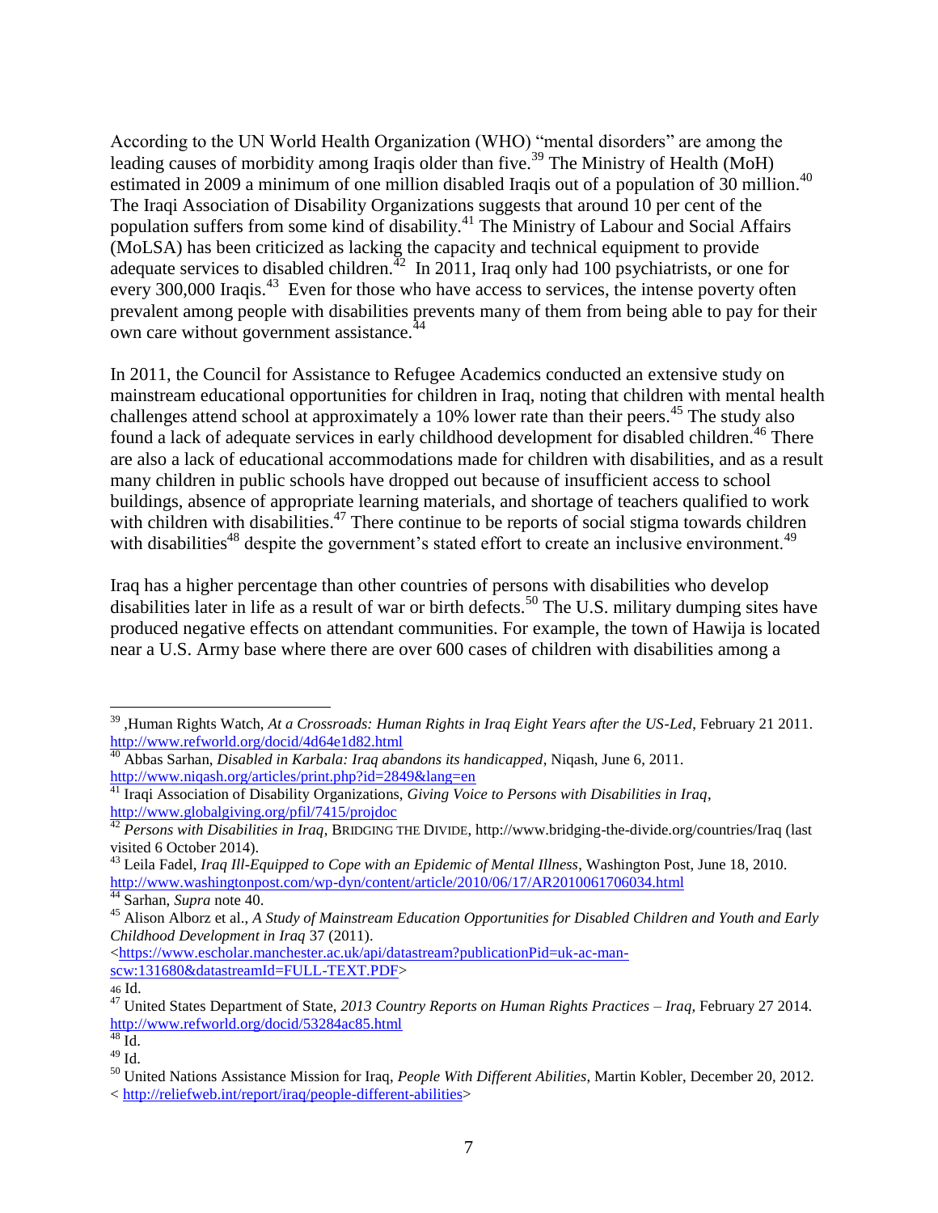According to the UN World Health Organization (WHO) "mental disorders" are among the leading causes of morbidity among Iraqis older than five.[39] The Ministry of Health (MoH) estimated in 2009 a minimum of one million disabled Iraqis out of a population of 30 million.[40] The Iraqi Association of Disability Organizations suggests that around 10 per cent of the population suffers from some kind of disability.[41] The Ministry of Labour and Social Affairs (MoLSA) has been criticized as lacking the capacity and technical equipment to provide adequate services to disabled children.[42] In 2011, Iraq only had 100 psychiatrists, or one for every 300,000 Iraqis.[43] Even for those who have access to services, the intense poverty often prevalent among people with disabilities prevents many of them from being able to pay for their own care without government assistance.[44]

In 2011, the Council for Assistance to Refugee Academics conducted an extensive study on mainstream educational opportunities for children in Iraq, noting that children with mental health challenges attend school at approximately a 10% lower rate than their peers.[45] The study also found a lack of adequate services in early childhood development for disabled children.[46] There are also a lack of educational accommodations made for children with disabilities, and as a result many children in public schools have dropped out because of insufficient access to school buildings, absence of appropriate learning materials, and shortage of teachers qualified to work with children with disabilities.[47] There continue to be reports of social stigma towards children with disabilities[48] despite the government's stated effort to create an inclusive environment.[49]

Iraq has a higher percentage than other countries of persons with disabilities who develop disabilities later in life as a result of war or birth defects.[50] The U.S. military dumping sites have produced negative effects on attendant communities. For example, the town of Hawija is located near a U.S. Army base where there are over 600 cases of children with disabilities among a

---

[39] ,Human Rights Watch, *At a Crossroads: Human Rights in Iraq Eight Years after the US-Led*, February 21 2011. http://www.refworld.org/docid/4d64e1d82.html

[40] Abbas Sarhan, *Disabled in Karbala: Iraq abandons its handicapped*, Niqash, June 6, 2011. http://www.niqash.org/articles/print.php?id=2849&lang=en

[41] Iraqi Association of Disability Organizations, *Giving Voice to Persons with Disabilities in Iraq*, http://www.globalgiving.org/pfil/7415/projdoc

[42] *Persons with Disabilities in Iraq*, BRIDGING THE DIVIDE, http://www.bridging-the-divide.org/countries/Iraq (last visited 6 October 2014).

[43] Leila Fadel, *Iraq Ill-Equipped to Cope with an Epidemic of Mental Illness*, Washington Post, June 18, 2010. http://www.washingtonpost.com/wp-dyn/content/article/2010/06/17/AR2010061706034.html

[44] Sarhan, *Supra* note 40.

[45] Alison Alborz et al., *A Study of Mainstream Education Opportunities for Disabled Children and Youth and Early Childhood Development in Iraq* 37 (2011). <https://www.escholar.manchester.ac.uk/api/datastream?publicationPid=uk-ac-man-scw:131680&datastreamId=FULL-TEXT.PDF>

[46] Id.

[47] United States Department of State, *2013 Country Reports on Human Rights Practices – Iraq,* February 27 2014. http://www.refworld.org/docid/53284ac85.html

[48] Id.

[49] Id.

[50] United Nations Assistance Mission for Iraq, *People With Different Abilities*, Martin Kobler, December 20, 2012. < http://reliefweb.int/report/iraq/people-different-abilities>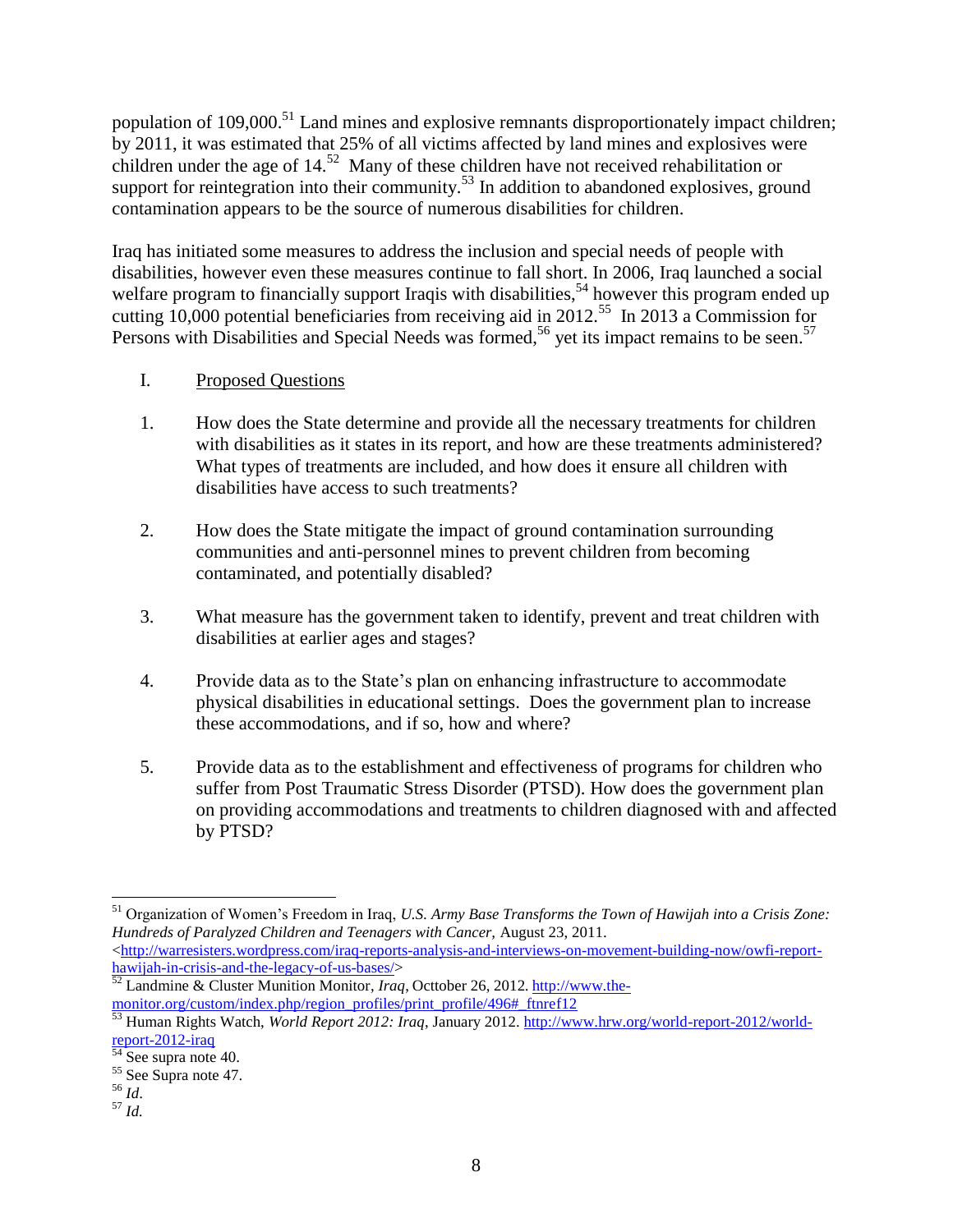population of 109,000.[51] Land mines and explosive remnants disproportionately impact children; by 2011, it was estimated that 25% of all victims affected by land mines and explosives were children under the age of 14.[52] Many of these children have not received rehabilitation or support for reintegration into their community.[53] In addition to abandoned explosives, ground contamination appears to be the source of numerous disabilities for children.

Iraq has initiated some measures to address the inclusion and special needs of people with disabilities, however even these measures continue to fall short. In 2006, Iraq launched a social welfare program to financially support Iraqis with disabilities,[54] however this program ended up cutting 10,000 potential beneficiaries from receiving aid in 2012.[55] In 2013 a Commission for Persons with Disabilities and Special Needs was formed,[56] yet its impact remains to be seen.[57]

I. <u>Proposed Questions</u>

1. How does the State determine and provide all the necessary treatments for children with disabilities as it states in its report, and how are these treatments administered? What types of treatments are included, and how does it ensure all children with disabilities have access to such treatments?

2. How does the State mitigate the impact of ground contamination surrounding communities and anti-personnel mines to prevent children from becoming contaminated, and potentially disabled?

3. What measure has the government taken to identify, prevent and treat children with disabilities at earlier ages and stages?

4. Provide data as to the State's plan on enhancing infrastructure to accommodate physical disabilities in educational settings. Does the government plan to increase these accommodations, and if so, how and where?

5. Provide data as to the establishment and effectiveness of programs for children who suffer from Post Traumatic Stress Disorder (PTSD). How does the government plan on providing accommodations and treatments to children diagnosed with and affected by PTSD?

---

[51] Organization of Women's Freedom in Iraq, *U.S. Army Base Transforms the Town of Hawijah into a Crisis Zone: Hundreds of Paralyzed Children and Teenagers with Cancer,* August 23, 2011. <http://warresisters.wordpress.com/iraq-reports-analysis-and-interviews-on-movement-building-now/owfi-report-hawijah-in-crisis-and-the-legacy-of-us-bases/>

[52] Landmine & Cluster Munition Monitor, *Iraq*, Octtober 26, 2012. http://www.the-monitor.org/custom/index.php/region_profiles/print_profile/496#_ftnref12

[53] Human Rights Watch, *World Report 2012: Iraq*, January 2012. http://www.hrw.org/world-report-2012/world-report-2012-iraq

[54] See supra note 40.

[55] See Supra note 47.

[56] *Id*.

[57] *Id.*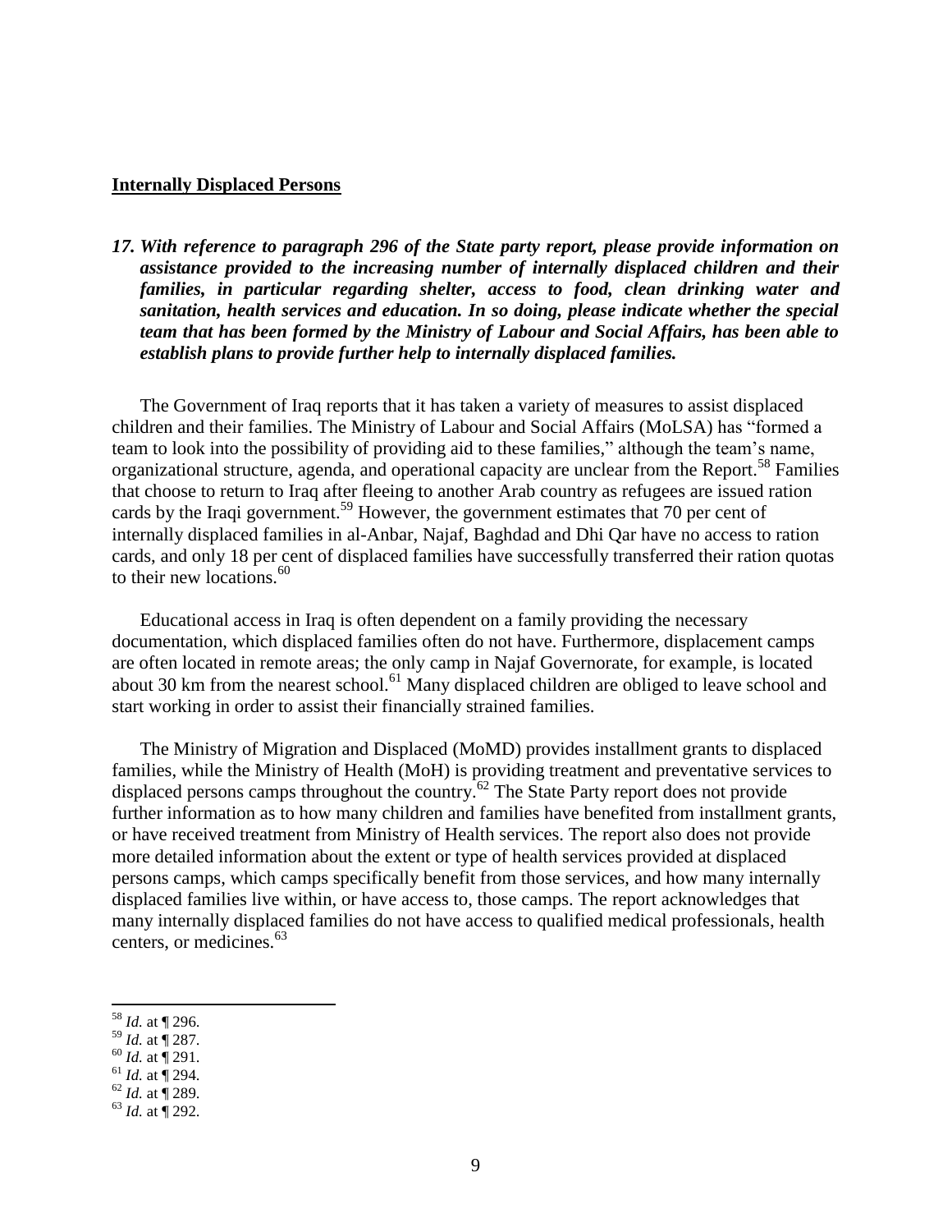**Internally Displaced Persons**

***17. With reference to paragraph 296 of the State party report, please provide information on assistance provided to the increasing number of internally displaced children and their families, in particular regarding shelter, access to food, clean drinking water and sanitation, health services and education. In so doing, please indicate whether the special team that has been formed by the Ministry of Labour and Social Affairs, has been able to establish plans to provide further help to internally displaced families.***

The Government of Iraq reports that it has taken a variety of measures to assist displaced children and their families. The Ministry of Labour and Social Affairs (MoLSA) has "formed a team to look into the possibility of providing aid to these families," although the team's name, organizational structure, agenda, and operational capacity are unclear from the Report.[58] Families that choose to return to Iraq after fleeing to another Arab country as refugees are issued ration cards by the Iraqi government.[59] However, the government estimates that 70 per cent of internally displaced families in al-Anbar, Najaf, Baghdad and Dhi Qar have no access to ration cards, and only 18 per cent of displaced families have successfully transferred their ration quotas to their new locations.[60]

Educational access in Iraq is often dependent on a family providing the necessary documentation, which displaced families often do not have. Furthermore, displacement camps are often located in remote areas; the only camp in Najaf Governorate, for example, is located about 30 km from the nearest school.[61] Many displaced children are obliged to leave school and start working in order to assist their financially strained families.

The Ministry of Migration and Displaced (MoMD) provides installment grants to displaced families, while the Ministry of Health (MoH) is providing treatment and preventative services to displaced persons camps throughout the country.[62] The State Party report does not provide further information as to how many children and families have benefited from installment grants, or have received treatment from Ministry of Health services. The report also does not provide more detailed information about the extent or type of health services provided at displaced persons camps, which camps specifically benefit from those services, and how many internally displaced families live within, or have access to, those camps. The report acknowledges that many internally displaced families do not have access to qualified medical professionals, health centers, or medicines.[63]

---

[58] *Id.* at ¶ 296.
[59] *Id.* at ¶ 287.
[60] *Id.* at ¶ 291.
[61] *Id.* at ¶ 294.
[62] *Id.* at ¶ 289.
[63] *Id.* at ¶ 292.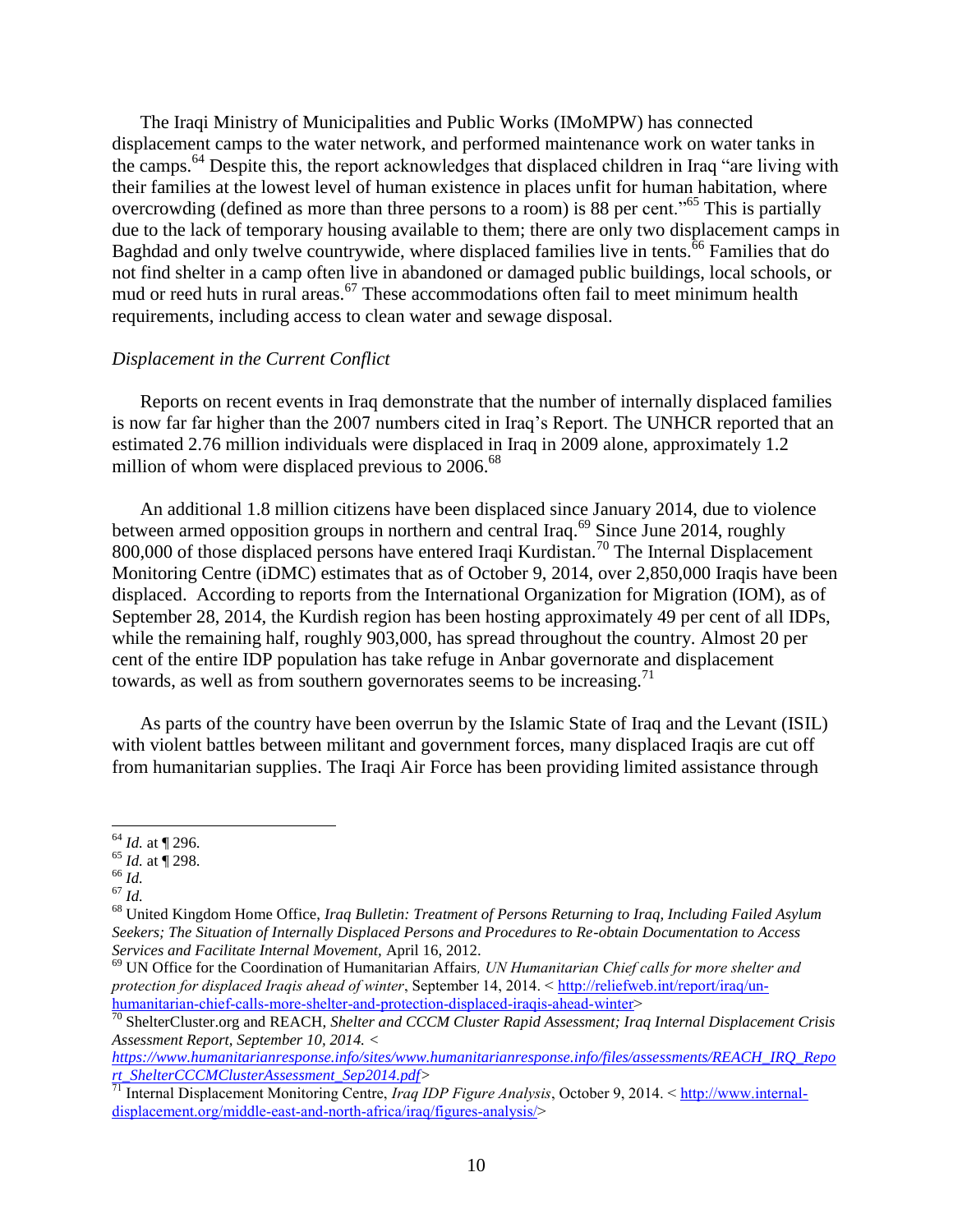The Iraqi Ministry of Municipalities and Public Works (IMoMPW) has connected displacement camps to the water network, and performed maintenance work on water tanks in the camps.[64] Despite this, the report acknowledges that displaced children in Iraq "are living with their families at the lowest level of human existence in places unfit for human habitation, where overcrowding (defined as more than three persons to a room) is 88 per cent."[65] This is partially due to the lack of temporary housing available to them; there are only two displacement camps in Baghdad and only twelve countrywide, where displaced families live in tents.[66] Families that do not find shelter in a camp often live in abandoned or damaged public buildings, local schools, or mud or reed huts in rural areas.[67] These accommodations often fail to meet minimum health requirements, including access to clean water and sewage disposal.

*Displacement in the Current Conflict*

Reports on recent events in Iraq demonstrate that the number of internally displaced families is now far far higher than the 2007 numbers cited in Iraq's Report. The UNHCR reported that an estimated 2.76 million individuals were displaced in Iraq in 2009 alone, approximately 1.2 million of whom were displaced previous to 2006.[68]

An additional 1.8 million citizens have been displaced since January 2014, due to violence between armed opposition groups in northern and central Iraq.[69] Since June 2014, roughly 800,000 of those displaced persons have entered Iraqi Kurdistan.[70] The Internal Displacement Monitoring Centre (iDMC) estimates that as of October 9, 2014, over 2,850,000 Iraqis have been displaced. According to reports from the International Organization for Migration (IOM), as of September 28, 2014, the Kurdish region has been hosting approximately 49 per cent of all IDPs, while the remaining half, roughly 903,000, has spread throughout the country. Almost 20 per cent of the entire IDP population has take refuge in Anbar governorate and displacement towards, as well as from southern governorates seems to be increasing.[71]

As parts of the country have been overrun by the Islamic State of Iraq and the Levant (ISIL) with violent battles between militant and government forces, many displaced Iraqis are cut off from humanitarian supplies. The Iraqi Air Force has been providing limited assistance through

---

[64] *Id.* at ¶ 296.

[65] *Id.* at ¶ 298.

[66] *Id.*

[67] *Id.*

[68] United Kingdom Home Office, *Iraq Bulletin: Treatment of Persons Returning to Iraq, Including Failed Asylum Seekers; The Situation of Internally Displaced Persons and Procedures to Re-obtain Documentation to Access Services and Facilitate Internal Movement,* April 16, 2012.

[69] UN Office for the Coordination of Humanitarian Affairs*, UN Humanitarian Chief calls for more shelter and protection for displaced Iraqis ahead of winter*, September 14, 2014. < http://reliefweb.int/report/iraq/un-humanitarian-chief-calls-more-shelter-and-protection-displaced-iraqis-ahead-winter>

[70] ShelterCluster.org and REACH, *Shelter and CCCM Cluster Rapid Assessment; Iraq Internal Displacement Crisis Assessment Report, September 10, 2014. < https://www.humanitarianresponse.info/sites/www.humanitarianresponse.info/files/assessments/REACH_IRQ_Report_ShelterCCCMClusterAssessment_Sep2014.pdf>*

[71] Internal Displacement Monitoring Centre, *Iraq IDP Figure Analysis*, October 9, 2014. < http://www.internal-displacement.org/middle-east-and-north-africa/iraq/figures-analysis/>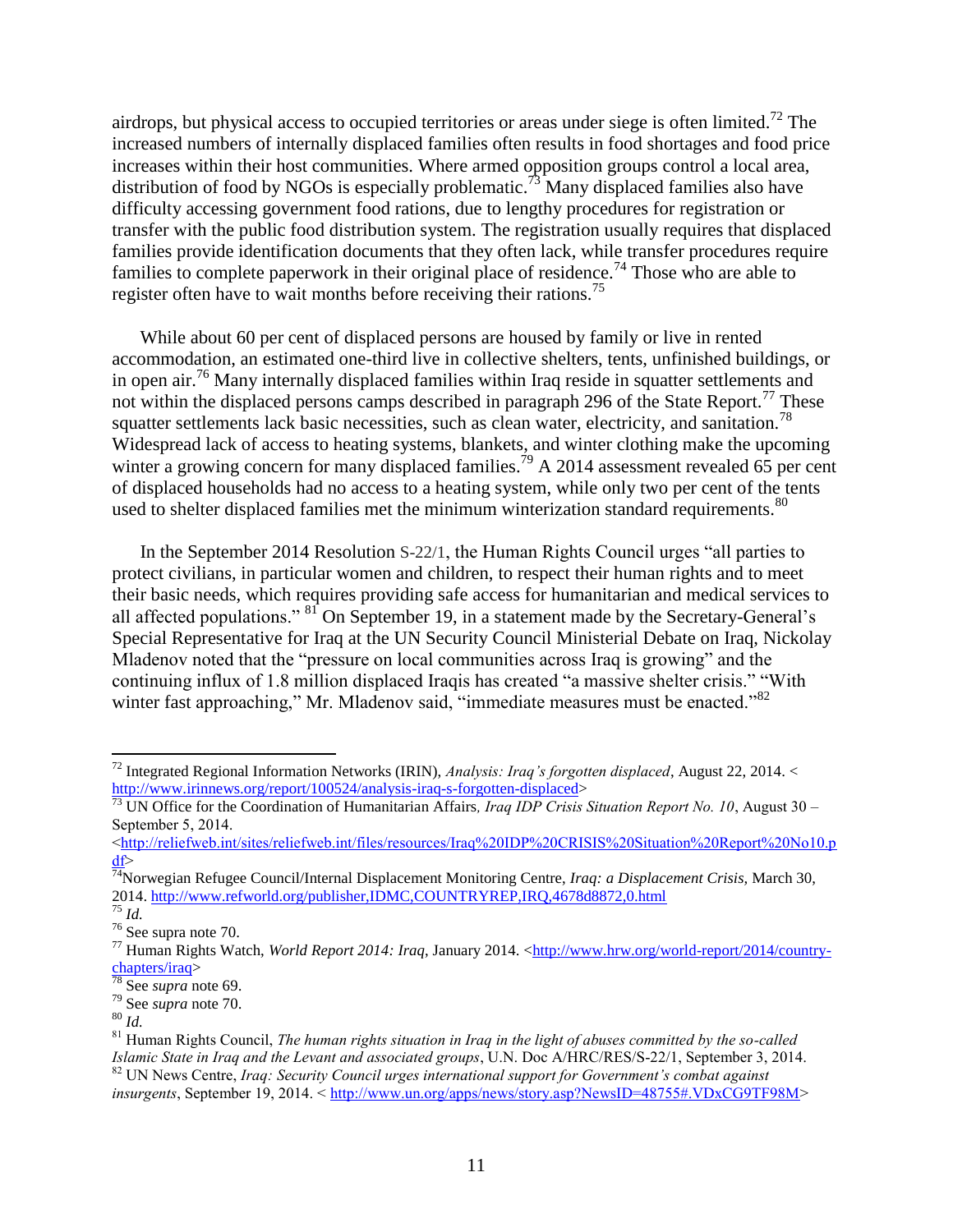airdrops, but physical access to occupied territories or areas under siege is often limited.[72] The increased numbers of internally displaced families often results in food shortages and food price increases within their host communities. Where armed opposition groups control a local area, distribution of food by NGOs is especially problematic.[73] Many displaced families also have difficulty accessing government food rations, due to lengthy procedures for registration or transfer with the public food distribution system. The registration usually requires that displaced families provide identification documents that they often lack, while transfer procedures require families to complete paperwork in their original place of residence.[74] Those who are able to register often have to wait months before receiving their rations.[75]

While about 60 per cent of displaced persons are housed by family or live in rented accommodation, an estimated one-third live in collective shelters, tents, unfinished buildings, or in open air.[76] Many internally displaced families within Iraq reside in squatter settlements and not within the displaced persons camps described in paragraph 296 of the State Report.[77] These squatter settlements lack basic necessities, such as clean water, electricity, and sanitation.[78] Widespread lack of access to heating systems, blankets, and winter clothing make the upcoming winter a growing concern for many displaced families.[79] A 2014 assessment revealed 65 per cent of displaced households had no access to a heating system, while only two per cent of the tents used to shelter displaced families met the minimum winterization standard requirements.[80]

In the September 2014 Resolution S-22/1, the Human Rights Council urges "all parties to protect civilians, in particular women and children, to respect their human rights and to meet their basic needs, which requires providing safe access for humanitarian and medical services to all affected populations." [81] On September 19, in a statement made by the Secretary-General's Special Representative for Iraq at the UN Security Council Ministerial Debate on Iraq, Nickolay Mladenov noted that the "pressure on local communities across Iraq is growing" and the continuing influx of 1.8 million displaced Iraqis has created "a massive shelter crisis." "With winter fast approaching," Mr. Mladenov said, "immediate measures must be enacted."[82]

---

[72] Integrated Regional Information Networks (IRIN), *Analysis: Iraq's forgotten displaced*, August 22, 2014. < http://www.irinnews.org/report/100524/analysis-iraq-s-forgotten-displaced>

[73] UN Office for the Coordination of Humanitarian Affairs*, Iraq IDP Crisis Situation Report No. 10*, August 30 – September 5, 2014. <http://reliefweb.int/sites/reliefweb.int/files/resources/Iraq%20IDP%20CRISIS%20Situation%20Report%20No10.pdf>

[74] Norwegian Refugee Council/Internal Displacement Monitoring Centre, *Iraq: a Displacement Crisis*, March 30, 2014. http://www.refworld.org/publisher,IDMC,COUNTRYREP,IRQ,4678d8872,0.html

[75] *Id.*

[76] See supra note 70.

[77] Human Rights Watch, *World Report 2014: Iraq*, January 2014. <http://www.hrw.org/world-report/2014/country-chapters/iraq>

[78] See *supra* note 69.

[79] See *supra* note 70.

[80] *Id.*

[81] Human Rights Council, *The human rights situation in Iraq in the light of abuses committed by the so-called Islamic State in Iraq and the Levant and associated groups*, U.N. Doc A/HRC/RES/S-22/1, September 3, 2014.

[82] UN News Centre, *Iraq: Security Council urges international support for Government's combat against insurgents*, September 19, 2014. < http://www.un.org/apps/news/story.asp?NewsID=48755#.VDxCG9TF98M>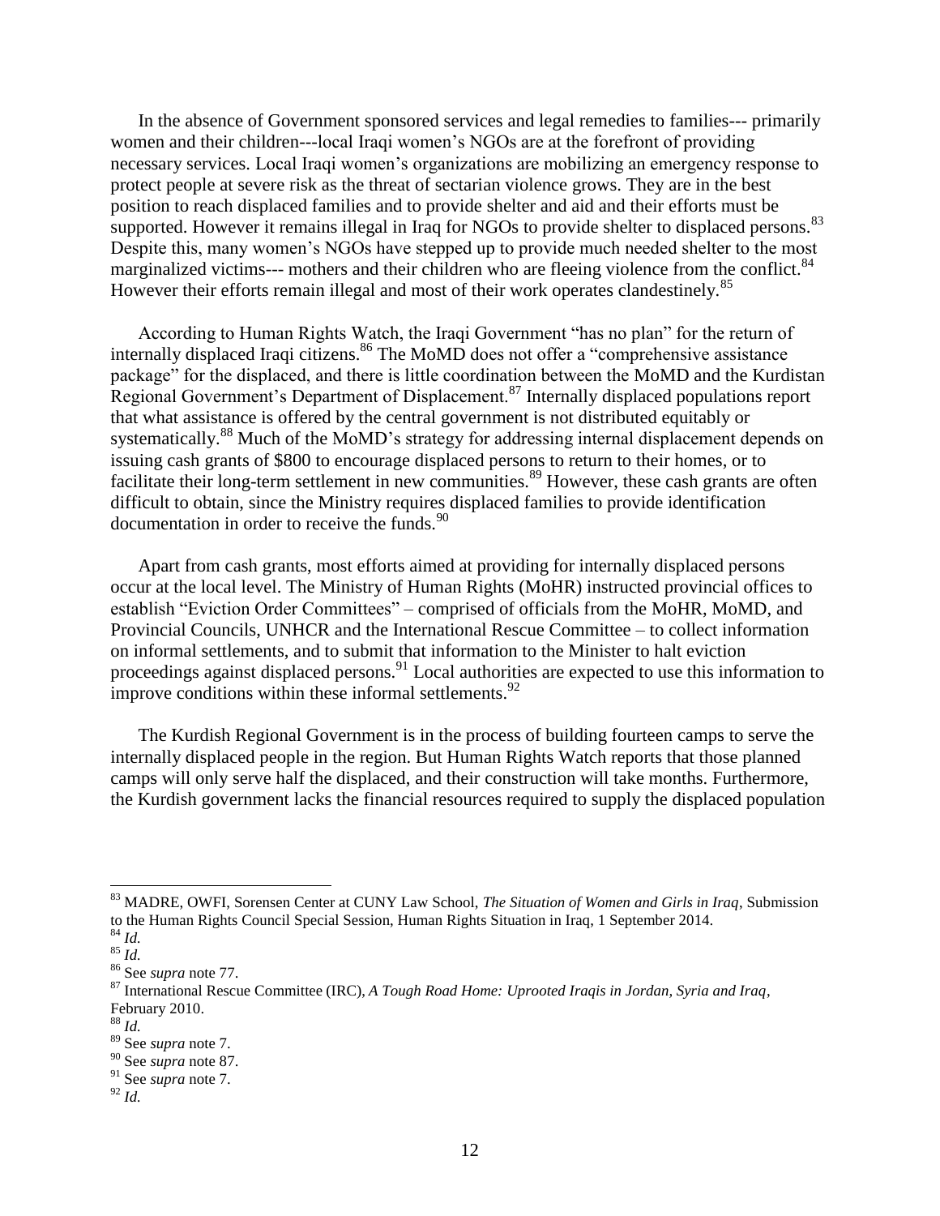In the absence of Government sponsored services and legal remedies to families--- primarily women and their children---local Iraqi women's NGOs are at the forefront of providing necessary services. Local Iraqi women's organizations are mobilizing an emergency response to protect people at severe risk as the threat of sectarian violence grows. They are in the best position to reach displaced families and to provide shelter and aid and their efforts must be supported. However it remains illegal in Iraq for NGOs to provide shelter to displaced persons.[83] Despite this, many women's NGOs have stepped up to provide much needed shelter to the most marginalized victims--- mothers and their children who are fleeing violence from the conflict.[84] However their efforts remain illegal and most of their work operates clandestinely.[85]

According to Human Rights Watch, the Iraqi Government "has no plan" for the return of internally displaced Iraqi citizens.[86] The MoMD does not offer a "comprehensive assistance package" for the displaced, and there is little coordination between the MoMD and the Kurdistan Regional Government's Department of Displacement.[87] Internally displaced populations report that what assistance is offered by the central government is not distributed equitably or systematically.[88] Much of the MoMD's strategy for addressing internal displacement depends on issuing cash grants of $800 to encourage displaced persons to return to their homes, or to facilitate their long-term settlement in new communities.[89] However, these cash grants are often difficult to obtain, since the Ministry requires displaced families to provide identification documentation in order to receive the funds.[90]

Apart from cash grants, most efforts aimed at providing for internally displaced persons occur at the local level. The Ministry of Human Rights (MoHR) instructed provincial offices to establish "Eviction Order Committees" – comprised of officials from the MoHR, MoMD, and Provincial Councils, UNHCR and the International Rescue Committee – to collect information on informal settlements, and to submit that information to the Minister to halt eviction proceedings against displaced persons.[91] Local authorities are expected to use this information to improve conditions within these informal settlements.[92]

The Kurdish Regional Government is in the process of building fourteen camps to serve the internally displaced people in the region. But Human Rights Watch reports that those planned camps will only serve half the displaced, and their construction will take months. Furthermore, the Kurdish government lacks the financial resources required to supply the displaced population

---

[83] MADRE, OWFI, Sorensen Center at CUNY Law School, *The Situation of Women and Girls in Iraq*, Submission to the Human Rights Council Special Session, Human Rights Situation in Iraq, 1 September 2014.

[84] *Id.*

[85] *Id.*

[86] See *supra* note 77.

[87] International Rescue Committee (IRC), *A Tough Road Home: Uprooted Iraqis in Jordan, Syria and Iraq*, February 2010.

[88] *Id.*

[89] See *supra* note 7.

[90] See *supra* note 87.

[91] See *supra* note 7.

[92] *Id.*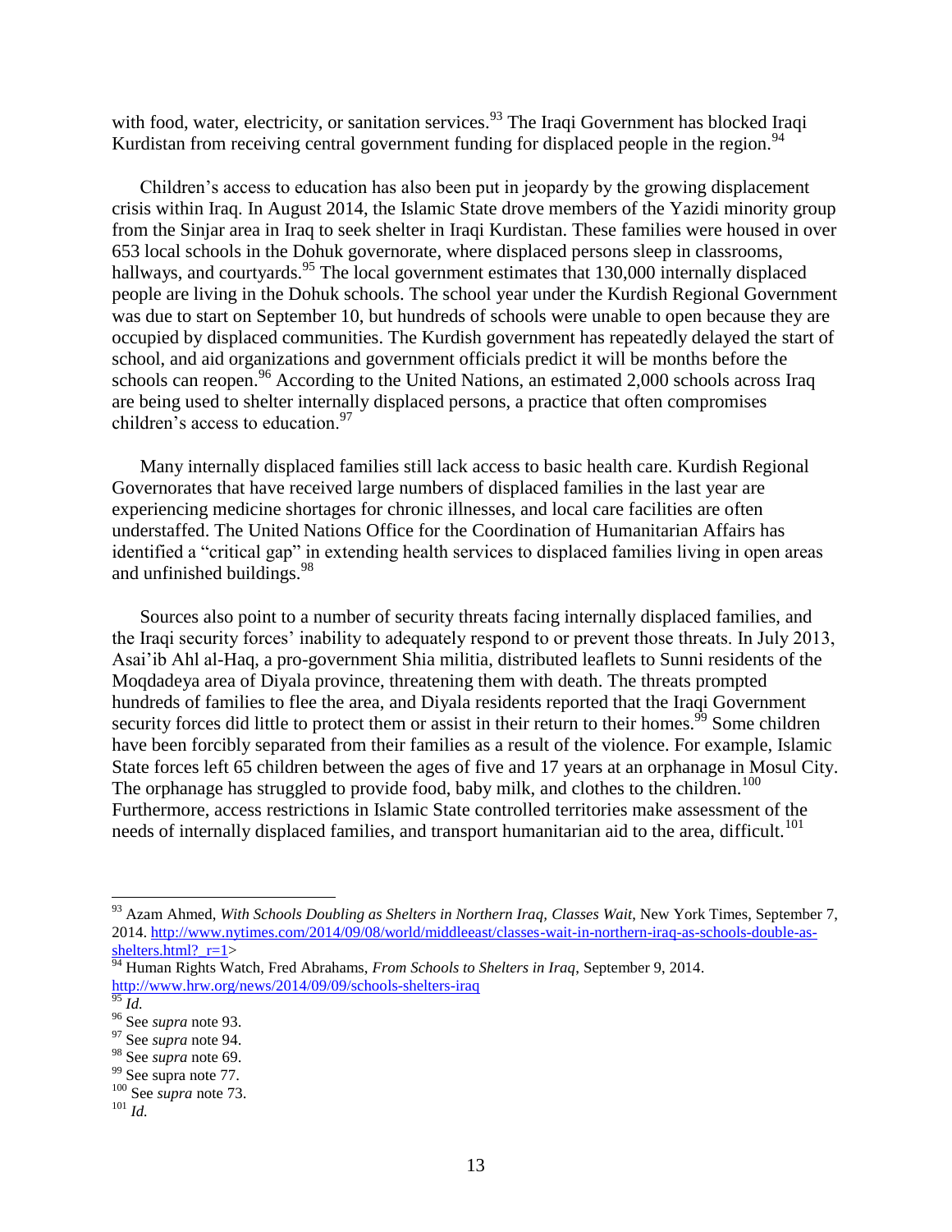with food, water, electricity, or sanitation services.[93] The Iraqi Government has blocked Iraqi Kurdistan from receiving central government funding for displaced people in the region.[94]

Children's access to education has also been put in jeopardy by the growing displacement crisis within Iraq. In August 2014, the Islamic State drove members of the Yazidi minority group from the Sinjar area in Iraq to seek shelter in Iraqi Kurdistan. These families were housed in over 653 local schools in the Dohuk governorate, where displaced persons sleep in classrooms, hallways, and courtyards.[95] The local government estimates that 130,000 internally displaced people are living in the Dohuk schools. The school year under the Kurdish Regional Government was due to start on September 10, but hundreds of schools were unable to open because they are occupied by displaced communities. The Kurdish government has repeatedly delayed the start of school, and aid organizations and government officials predict it will be months before the schools can reopen.[96] According to the United Nations, an estimated 2,000 schools across Iraq are being used to shelter internally displaced persons, a practice that often compromises children's access to education.[97]

Many internally displaced families still lack access to basic health care. Kurdish Regional Governorates that have received large numbers of displaced families in the last year are experiencing medicine shortages for chronic illnesses, and local care facilities are often understaffed. The United Nations Office for the Coordination of Humanitarian Affairs has identified a "critical gap" in extending health services to displaced families living in open areas and unfinished buildings.[98]

Sources also point to a number of security threats facing internally displaced families, and the Iraqi security forces' inability to adequately respond to or prevent those threats. In July 2013, Asai'ib Ahl al-Haq, a pro-government Shia militia, distributed leaflets to Sunni residents of the Moqdadeya area of Diyala province, threatening them with death. The threats prompted hundreds of families to flee the area, and Diyala residents reported that the Iraqi Government security forces did little to protect them or assist in their return to their homes.[99] Some children have been forcibly separated from their families as a result of the violence. For example, Islamic State forces left 65 children between the ages of five and 17 years at an orphanage in Mosul City. The orphanage has struggled to provide food, baby milk, and clothes to the children.[100] Furthermore, access restrictions in Islamic State controlled territories make assessment of the needs of internally displaced families, and transport humanitarian aid to the area, difficult.[101]

---

[93] Azam Ahmed, *With Schools Doubling as Shelters in Northern Iraq, Classes Wait*, New York Times, September 7, 2014. http://www.nytimes.com/2014/09/08/world/middleeast/classes-wait-in-northern-iraq-as-schools-double-as-shelters.html?_r=1>

[94] Human Rights Watch, Fred Abrahams, *From Schools to Shelters in Iraq*, September 9, 2014. http://www.hrw.org/news/2014/09/09/schools-shelters-iraq

[95] *Id.*

[96] See *supra* note 93.

[97] See *supra* note 94.

[98] See *supra* note 69.

[99] See supra note 77.

[100] See *supra* note 73.

[101] *Id.*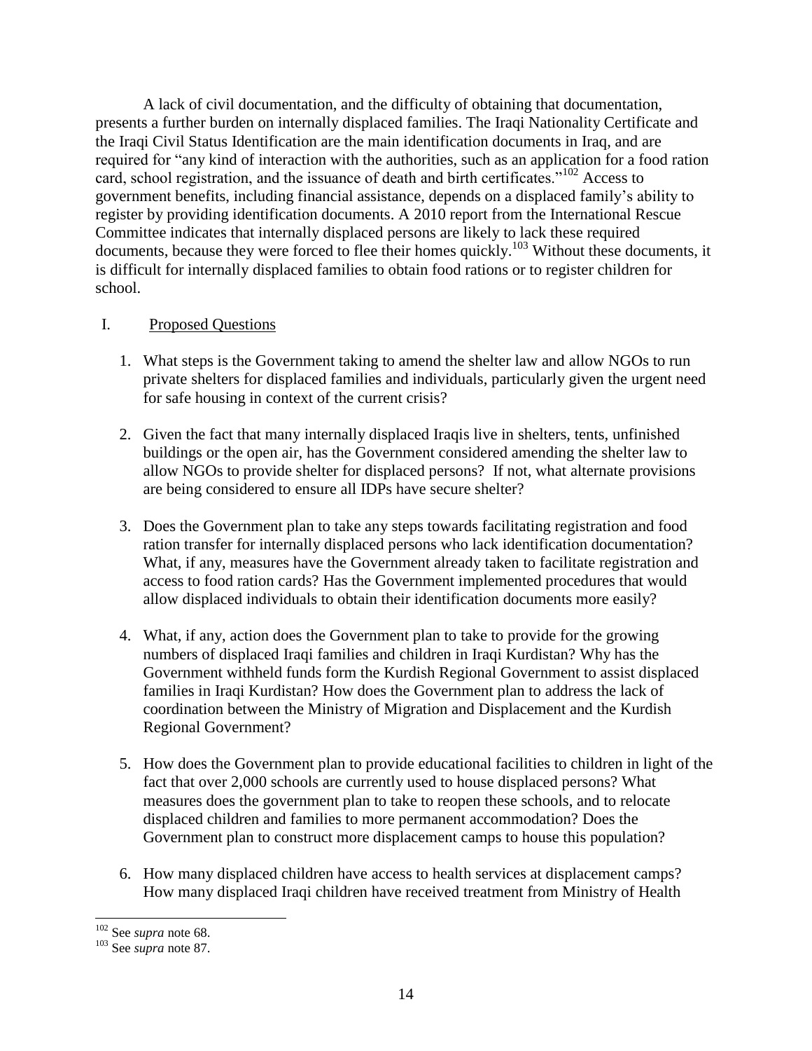A lack of civil documentation, and the difficulty of obtaining that documentation, presents a further burden on internally displaced families. The Iraqi Nationality Certificate and the Iraqi Civil Status Identification are the main identification documents in Iraq, and are required for "any kind of interaction with the authorities, such as an application for a food ration card, school registration, and the issuance of death and birth certificates."[102] Access to government benefits, including financial assistance, depends on a displaced family's ability to register by providing identification documents. A 2010 report from the International Rescue Committee indicates that internally displaced persons are likely to lack these required documents, because they were forced to flee their homes quickly.[103] Without these documents, it is difficult for internally displaced families to obtain food rations or to register children for school.

## I. Proposed Questions

1. What steps is the Government taking to amend the shelter law and allow NGOs to run private shelters for displaced families and individuals, particularly given the urgent need for safe housing in context of the current crisis?

2. Given the fact that many internally displaced Iraqis live in shelters, tents, unfinished buildings or the open air, has the Government considered amending the shelter law to allow NGOs to provide shelter for displaced persons? If not, what alternate provisions are being considered to ensure all IDPs have secure shelter?

3. Does the Government plan to take any steps towards facilitating registration and food ration transfer for internally displaced persons who lack identification documentation? What, if any, measures have the Government already taken to facilitate registration and access to food ration cards? Has the Government implemented procedures that would allow displaced individuals to obtain their identification documents more easily?

4. What, if any, action does the Government plan to take to provide for the growing numbers of displaced Iraqi families and children in Iraqi Kurdistan? Why has the Government withheld funds form the Kurdish Regional Government to assist displaced families in Iraqi Kurdistan? How does the Government plan to address the lack of coordination between the Ministry of Migration and Displacement and the Kurdish Regional Government?

5. How does the Government plan to provide educational facilities to children in light of the fact that over 2,000 schools are currently used to house displaced persons? What measures does the government plan to take to reopen these schools, and to relocate displaced children and families to more permanent accommodation? Does the Government plan to construct more displacement camps to house this population?

6. How many displaced children have access to health services at displacement camps? How many displaced Iraqi children have received treatment from Ministry of Health

---

[102] See *supra* note 68.

[103] See *supra* note 87.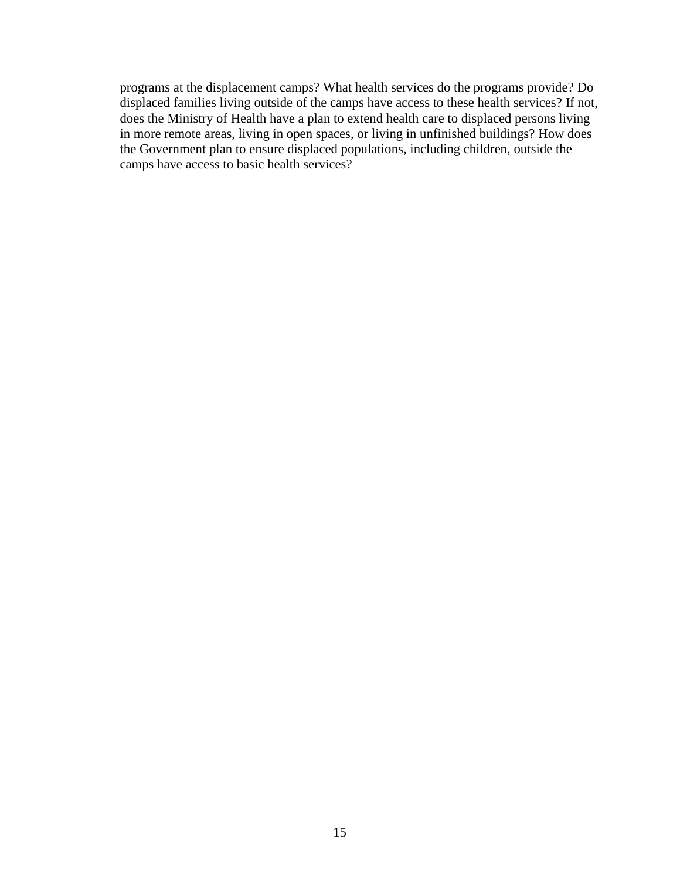programs at the displacement camps? What health services do the programs provide? Do displaced families living outside of the camps have access to these health services? If not, does the Ministry of Health have a plan to extend health care to displaced persons living in more remote areas, living in open spaces, or living in unfinished buildings? How does the Government plan to ensure displaced populations, including children, outside the camps have access to basic health services?